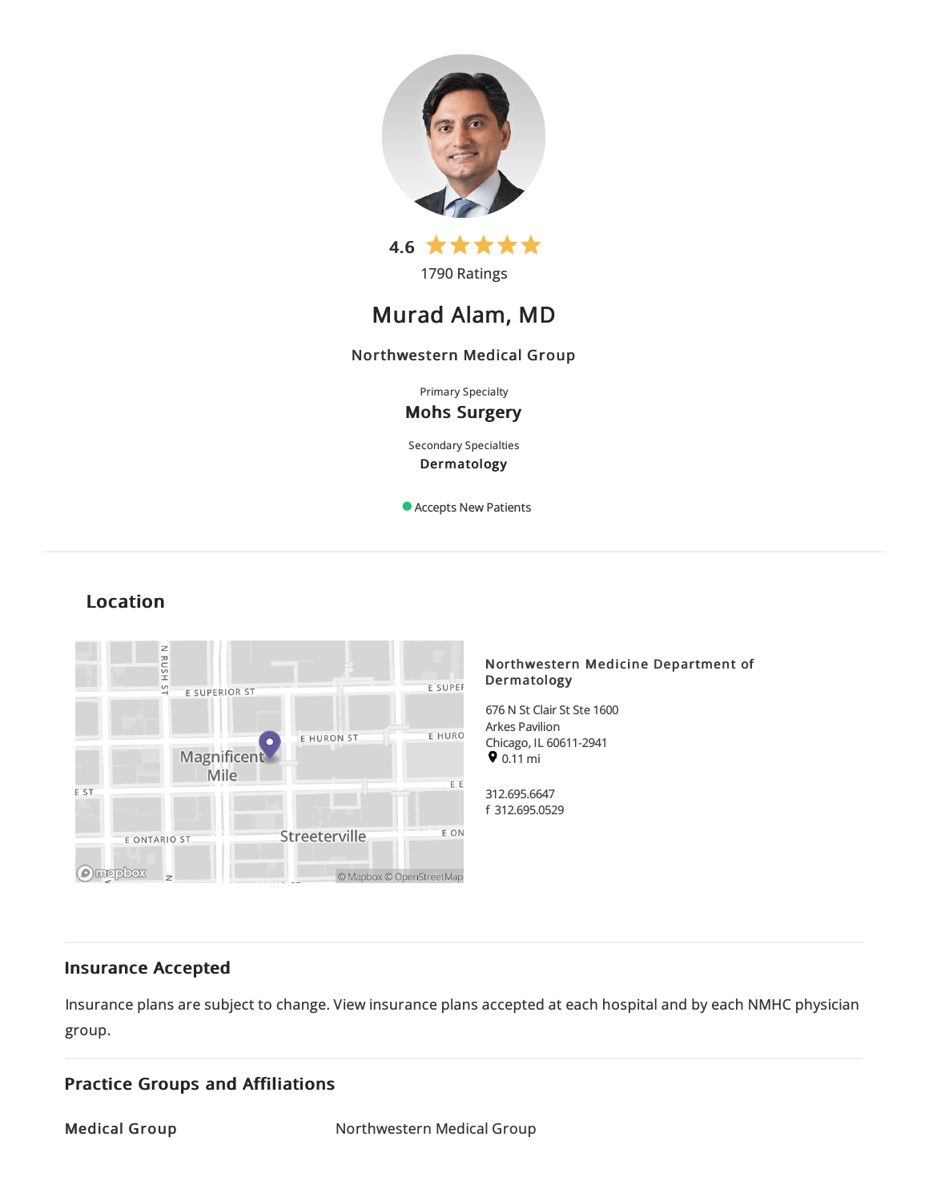4.6 ★★★★★

1790 Ratings

# Murad Alam, MD

**Northwestern Medical Group**

Primary Specialty

**Mohs Surgery**

Secondary Specialties

**Dermatology**

Accepts New Patients

## Location

**Northwestern Medicine Department of Dermatology**

676 N St Clair St Ste 1600
Arkes Pavilion
Chicago, IL 60611-2941
0.11 mi

312.695.6647
f 312.695.0529

## Insurance Accepted

Insurance plans are subject to change. View insurance plans accepted at each hospital and by each NMHC physician group.

## Practice Groups and Affiliations

| | |
|---|---|
| **Medical Group** | Northwestern Medical Group |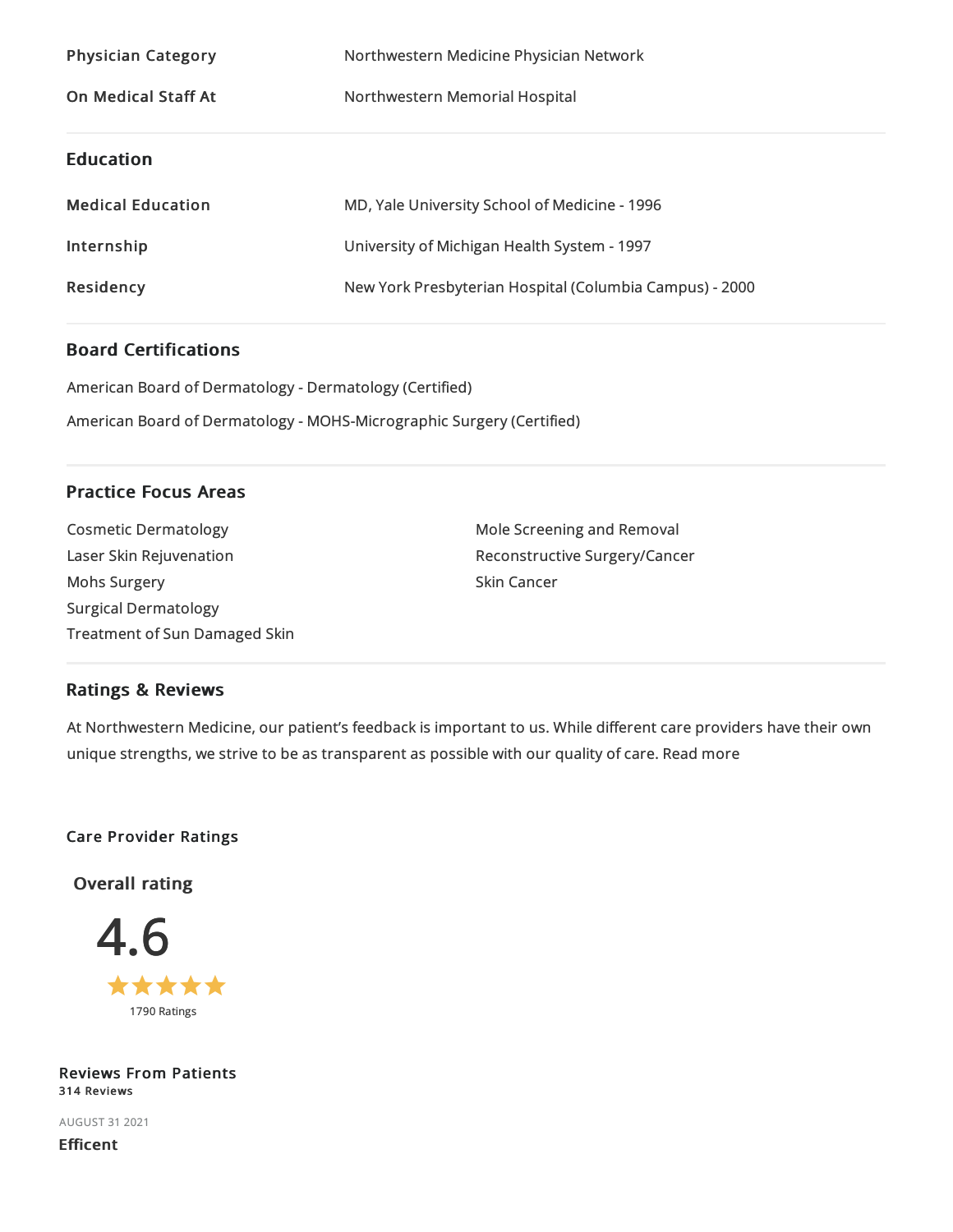| | |
|---|---|
| **Physician Category** | Northwestern Medicine Physician Network |
| **On Medical Staff At** | Northwestern Memorial Hospital |

## Education

| | |
|---|---|
| **Medical Education** | MD, Yale University School of Medicine - 1996 |
| **Internship** | University of Michigan Health System - 1997 |
| **Residency** | New York Presbyterian Hospital (Columbia Campus) - 2000 |

## Board Certifications

American Board of Dermatology - Dermatology (Certified)

American Board of Dermatology - MOHS-Micrographic Surgery (Certified)

## Practice Focus Areas

- Cosmetic Dermatology
- Laser Skin Rejuvenation
- Mohs Surgery
- Surgical Dermatology
- Treatment of Sun Damaged Skin
- Mole Screening and Removal
- Reconstructive Surgery/Cancer
- Skin Cancer

## Ratings & Reviews

At Northwestern Medicine, our patient's feedback is important to us. While different care providers have their own unique strengths, we strive to be as transparent as possible with our quality of care. Read more

### Care Provider Ratings

**Overall rating**

4.6

★★★★★

1790 Ratings

### Reviews From Patients

**314 Reviews**

AUGUST 31 2021

**Efficent**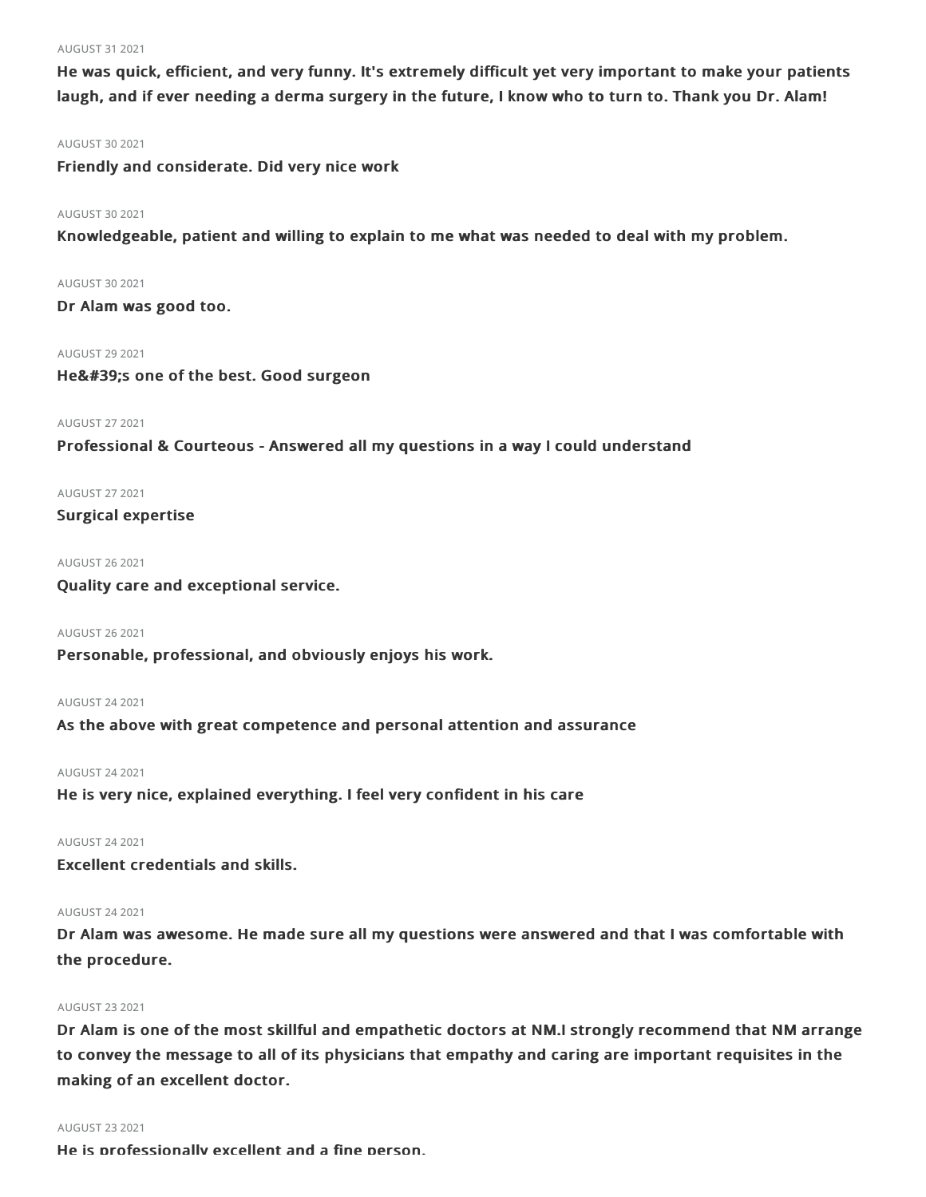AUGUST 31 2021

**He was quick, efficient, and very funny. It's extremely difficult yet very important to make your patients laugh, and if ever needing a derma surgery in the future, I know who to turn to. Thank you Dr. Alam!**

AUGUST 30 2021

**Friendly and considerate. Did very nice work**

AUGUST 30 2021

**Knowledgeable, patient and willing to explain to me what was needed to deal with my problem.**

AUGUST 30 2021

**Dr Alam was good too.**

AUGUST 29 2021

**He&#39;s one of the best. Good surgeon**

AUGUST 27 2021

**Professional & Courteous - Answered all my questions in a way I could understand**

AUGUST 27 2021

**Surgical expertise**

AUGUST 26 2021

**Quality care and exceptional service.**

AUGUST 26 2021

**Personable, professional, and obviously enjoys his work.**

AUGUST 24 2021

**As the above with great competence and personal attention and assurance**

AUGUST 24 2021

**He is very nice, explained everything. I feel very confident in his care**

AUGUST 24 2021

**Excellent credentials and skills.**

AUGUST 24 2021

**Dr Alam was awesome. He made sure all my questions were answered and that I was comfortable with the procedure.**

AUGUST 23 2021

**Dr Alam is one of the most skillful and empathetic doctors at NM.I strongly recommend that NM arrange to convey the message to all of its physicians that empathy and caring are important requisites in the making of an excellent doctor.**

AUGUST 23 2021

**He is professionally excellent and a fine person.**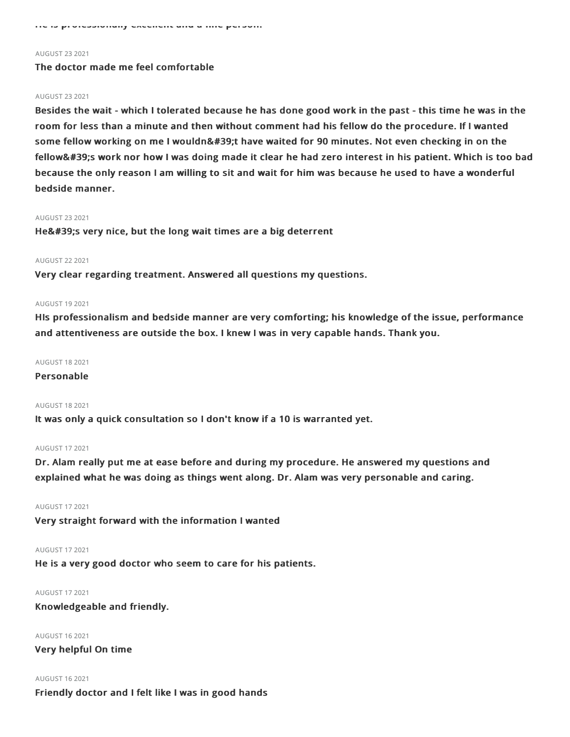He is professionally excellent and a fine person.

AUGUST 23 2021

**The doctor made me feel comfortable**

AUGUST 23 2021

**Besides the wait - which I tolerated because he has done good work in the past - this time he was in the room for less than a minute and then without comment had his fellow do the procedure. If I wanted some fellow working on me I wouldn&#39;t have waited for 90 minutes. Not even checking in on the fellow&#39;s work nor how I was doing made it clear he had zero interest in his patient. Which is too bad because the only reason I am willing to sit and wait for him was because he used to have a wonderful bedside manner.**

AUGUST 23 2021

**He&#39;s very nice, but the long wait times are a big deterrent**

AUGUST 22 2021

**Very clear regarding treatment. Answered all questions my questions.**

AUGUST 19 2021

**HIs professionalism and bedside manner are very comforting; his knowledge of the issue, performance and attentiveness are outside the box. I knew I was in very capable hands. Thank you.**

AUGUST 18 2021

**Personable**

AUGUST 18 2021

**It was only a quick consultation so I don't know if a 10 is warranted yet.**

AUGUST 17 2021

**Dr. Alam really put me at ease before and during my procedure. He answered my questions and explained what he was doing as things went along. Dr. Alam was very personable and caring.**

AUGUST 17 2021

**Very straight forward with the information I wanted**

AUGUST 17 2021

**He is a very good doctor who seem to care for his patients.**

AUGUST 17 2021

**Knowledgeable and friendly.**

AUGUST 16 2021

**Very helpful On time**

AUGUST 16 2021

**Friendly doctor and I felt like I was in good hands**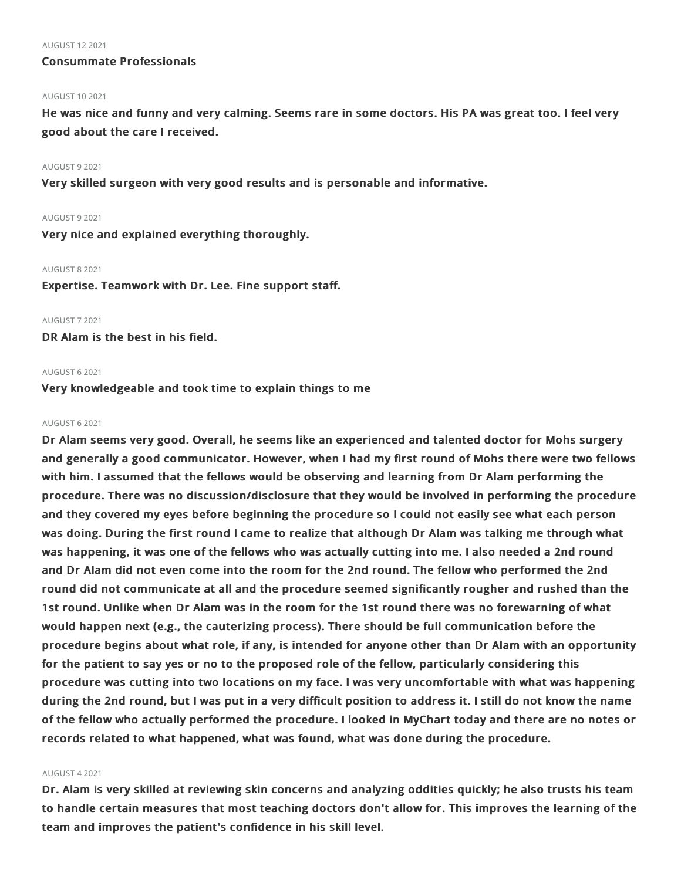AUGUST 12 2021

**Consummate Professionals**

AUGUST 10 2021

**He was nice and funny and very calming. Seems rare in some doctors. His PA was great too. I feel very good about the care I received.**

AUGUST 9 2021

**Very skilled surgeon with very good results and is personable and informative.**

AUGUST 9 2021

**Very nice and explained everything thoroughly.**

AUGUST 8 2021

**Expertise. Teamwork with Dr. Lee. Fine support staff.**

AUGUST 7 2021

**DR Alam is the best in his field.**

AUGUST 6 2021

**Very knowledgeable and took time to explain things to me**

AUGUST 6 2021

**Dr Alam seems very good. Overall, he seems like an experienced and talented doctor for Mohs surgery and generally a good communicator. However, when I had my first round of Mohs there were two fellows with him. I assumed that the fellows would be observing and learning from Dr Alam performing the procedure. There was no discussion/disclosure that they would be involved in performing the procedure and they covered my eyes before beginning the procedure so I could not easily see what each person was doing. During the first round I came to realize that although Dr Alam was talking me through what was happening, it was one of the fellows who was actually cutting into me. I also needed a 2nd round and Dr Alam did not even come into the room for the 2nd round. The fellow who performed the 2nd round did not communicate at all and the procedure seemed significantly rougher and rushed than the 1st round. Unlike when Dr Alam was in the room for the 1st round there was no forewarning of what would happen next (e.g., the cauterizing process). There should be full communication before the procedure begins about what role, if any, is intended for anyone other than Dr Alam with an opportunity for the patient to say yes or no to the proposed role of the fellow, particularly considering this procedure was cutting into two locations on my face. I was very uncomfortable with what was happening during the 2nd round, but I was put in a very difficult position to address it. I still do not know the name of the fellow who actually performed the procedure. I looked in MyChart today and there are no notes or records related to what happened, what was found, what was done during the procedure.**

AUGUST 4 2021

**Dr. Alam is very skilled at reviewing skin concerns and analyzing oddities quickly; he also trusts his team to handle certain measures that most teaching doctors don't allow for. This improves the learning of the team and improves the patient's confidence in his skill level.**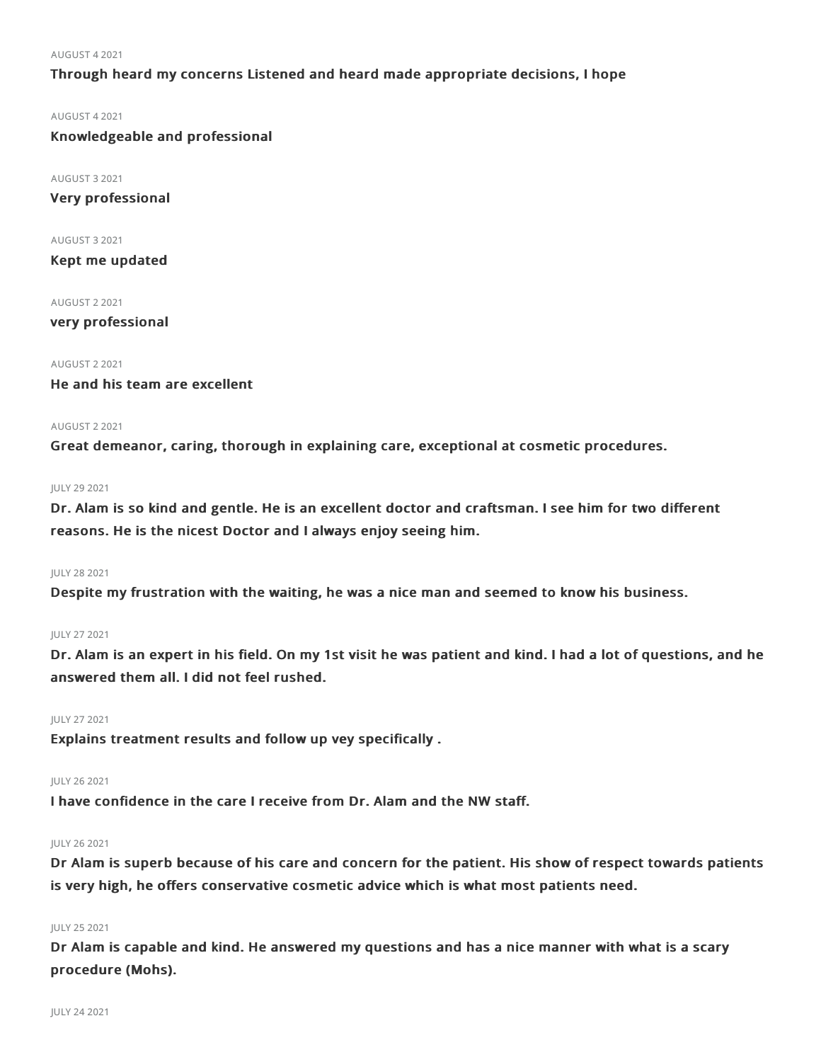AUGUST 4 2021

**Through heard my concerns Listened and heard made appropriate decisions, I hope**

AUGUST 4 2021

**Knowledgeable and professional**

AUGUST 3 2021

**Very professional**

AUGUST 3 2021

**Kept me updated**

AUGUST 2 2021

**very professional**

AUGUST 2 2021

**He and his team are excellent**

AUGUST 2 2021

**Great demeanor, caring, thorough in explaining care, exceptional at cosmetic procedures.**

JULY 29 2021

**Dr. Alam is so kind and gentle. He is an excellent doctor and craftsman. I see him for two different reasons. He is the nicest Doctor and I always enjoy seeing him.**

JULY 28 2021

**Despite my frustration with the waiting, he was a nice man and seemed to know his business.**

JULY 27 2021

**Dr. Alam is an expert in his field. On my 1st visit he was patient and kind. I had a lot of questions, and he answered them all. I did not feel rushed.**

JULY 27 2021

**Explains treatment results and follow up vey specifically .**

JULY 26 2021

**I have confidence in the care I receive from Dr. Alam and the NW staff.**

JULY 26 2021

**Dr Alam is superb because of his care and concern for the patient. His show of respect towards patients is very high, he offers conservative cosmetic advice which is what most patients need.**

JULY 25 2021

**Dr Alam is capable and kind. He answered my questions and has a nice manner with what is a scary procedure (Mohs).**

JULY 24 2021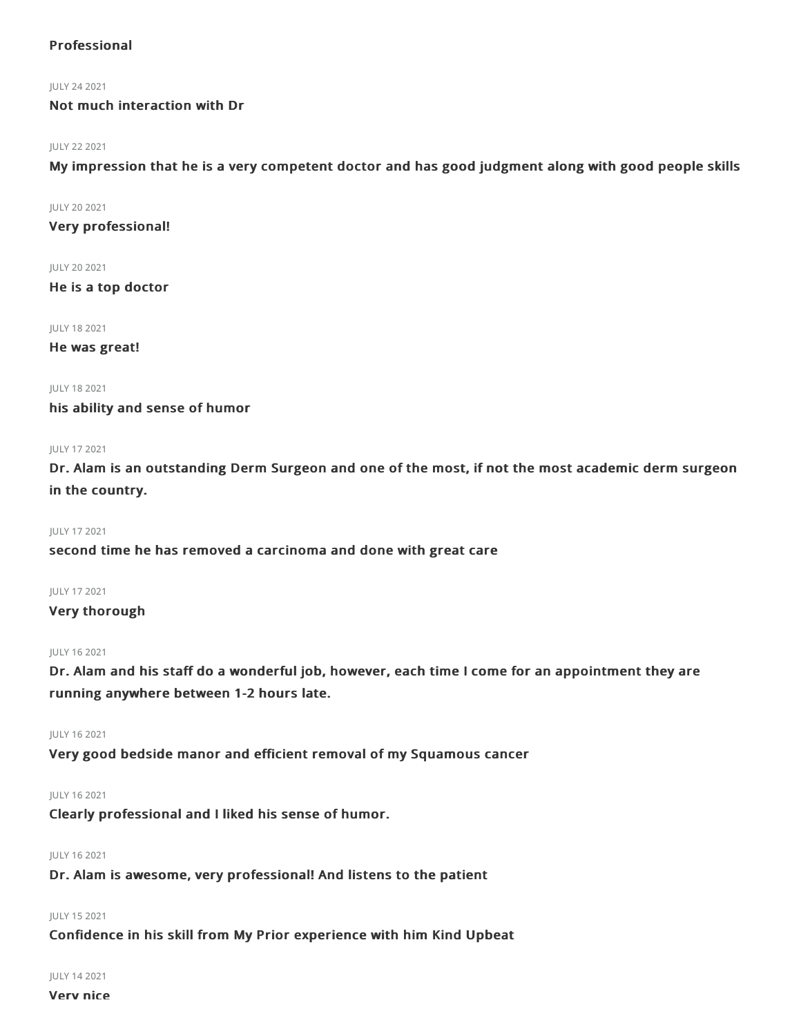**Professional**

JULY 24 2021

**Not much interaction with Dr**

JULY 22 2021

**My impression that he is a very competent doctor and has good judgment along with good people skills**

JULY 20 2021

**Very professional!**

JULY 20 2021

**He is a top doctor**

JULY 18 2021

**He was great!**

JULY 18 2021

**his ability and sense of humor**

JULY 17 2021

**Dr. Alam is an outstanding Derm Surgeon and one of the most, if not the most academic derm surgeon in the country.**

JULY 17 2021

**second time he has removed a carcinoma and done with great care**

JULY 17 2021

**Very thorough**

JULY 16 2021

**Dr. Alam and his staff do a wonderful job, however, each time I come for an appointment they are running anywhere between 1-2 hours late.**

JULY 16 2021

**Very good bedside manor and efficient removal of my Squamous cancer**

JULY 16 2021

**Clearly professional and I liked his sense of humor.**

JULY 16 2021

**Dr. Alam is awesome, very professional! And listens to the patient**

JULY 15 2021

**Confidence in his skill from My Prior experience with him Kind Upbeat**

JULY 14 2021

**Very nice**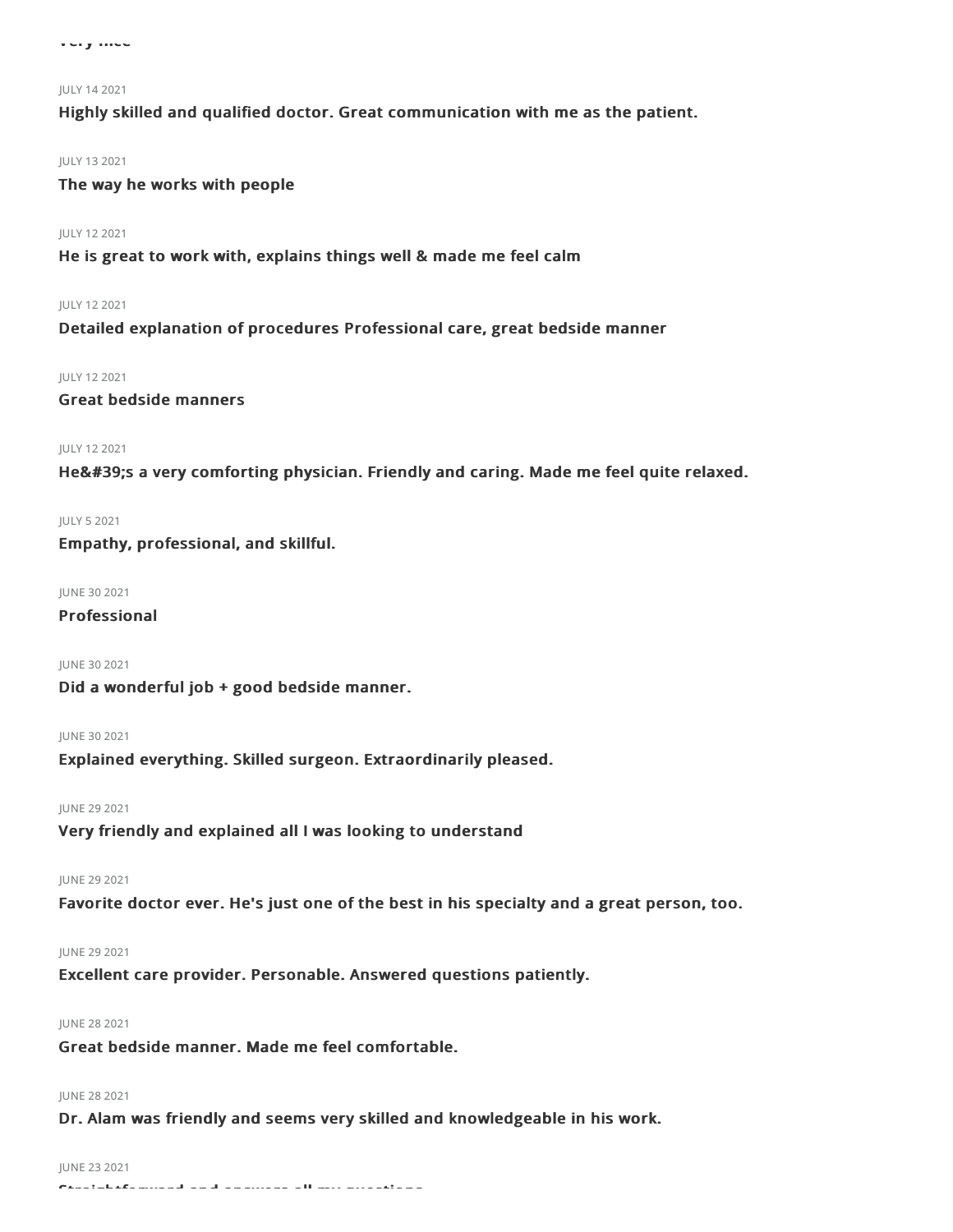Very nice

JULY 14 2021

**Highly skilled and qualified doctor. Great communication with me as the patient.**

JULY 13 2021

**The way he works with people**

JULY 12 2021

**He is great to work with, explains things well & made me feel calm**

JULY 12 2021

**Detailed explanation of procedures Professional care, great bedside manner**

JULY 12 2021

**Great bedside manners**

JULY 12 2021

**He&#39;s a very comforting physician. Friendly and caring. Made me feel quite relaxed.**

JULY 5 2021

**Empathy, professional, and skillful.**

JUNE 30 2021

**Professional**

JUNE 30 2021

**Did a wonderful job + good bedside manner.**

JUNE 30 2021

**Explained everything. Skilled surgeon. Extraordinarily pleased.**

JUNE 29 2021

**Very friendly and explained all I was looking to understand**

JUNE 29 2021

**Favorite doctor ever. He's just one of the best in his specialty and a great person, too.**

JUNE 29 2021

**Excellent care provider. Personable. Answered questions patiently.**

JUNE 28 2021

**Great bedside manner. Made me feel comfortable.**

JUNE 28 2021

**Dr. Alam was friendly and seems very skilled and knowledgeable in his work.**

JUNE 23 2021

**Straightforward and answers all my questions**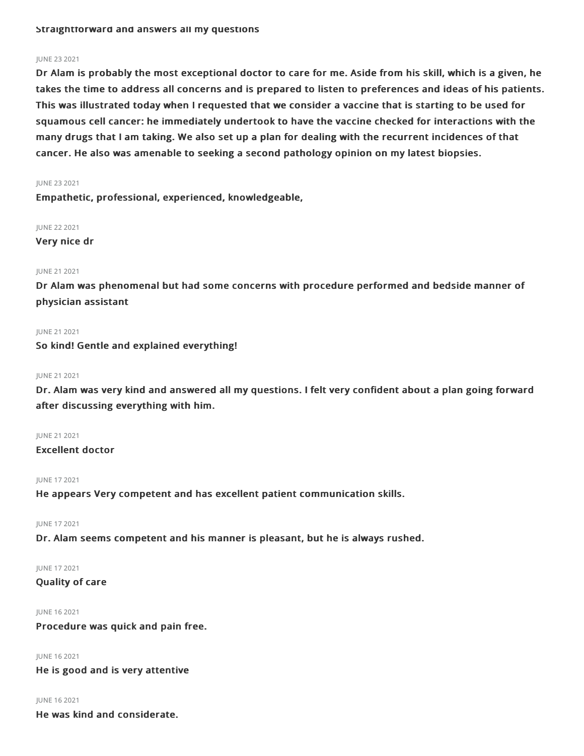**Straightforward and answers all my questions**

JUNE 23 2021

**Dr Alam is probably the most exceptional doctor to care for me. Aside from his skill, which is a given, he takes the time to address all concerns and is prepared to listen to preferences and ideas of his patients. This was illustrated today when I requested that we consider a vaccine that is starting to be used for squamous cell cancer: he immediately undertook to have the vaccine checked for interactions with the many drugs that I am taking. We also set up a plan for dealing with the recurrent incidences of that cancer. He also was amenable to seeking a second pathology opinion on my latest biopsies.**

JUNE 23 2021

**Empathetic, professional, experienced, knowledgeable,**

JUNE 22 2021

**Very nice dr**

JUNE 21 2021

**Dr Alam was phenomenal but had some concerns with procedure performed and bedside manner of physician assistant**

JUNE 21 2021

**So kind! Gentle and explained everything!**

JUNE 21 2021

**Dr. Alam was very kind and answered all my questions. I felt very confident about a plan going forward after discussing everything with him.**

JUNE 21 2021

**Excellent doctor**

JUNE 17 2021

**He appears Very competent and has excellent patient communication skills.**

JUNE 17 2021

**Dr. Alam seems competent and his manner is pleasant, but he is always rushed.**

JUNE 17 2021

**Quality of care**

JUNE 16 2021

**Procedure was quick and pain free.**

JUNE 16 2021

**He is good and is very attentive**

JUNE 16 2021

**He was kind and considerate.**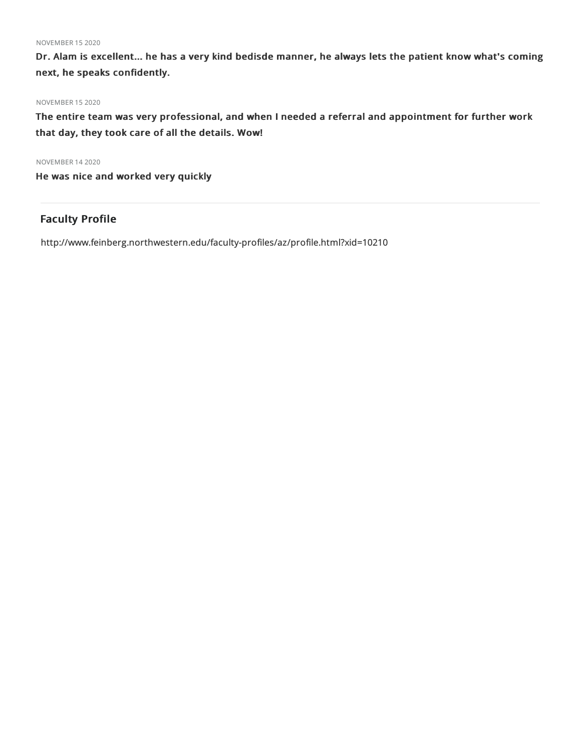NOVEMBER 15 2020

**Dr. Alam is excellent... he has a very kind bedisde manner, he always lets the patient know what's coming next, he speaks confidently.**

NOVEMBER 15 2020

**The entire team was very professional, and when I needed a referral and appointment for further work that day, they took care of all the details. Wow!**

NOVEMBER 14 2020

**He was nice and worked very quickly**

---

## Faculty Profile

http://www.feinberg.northwestern.edu/faculty-profiles/az/profile.html?xid=10210